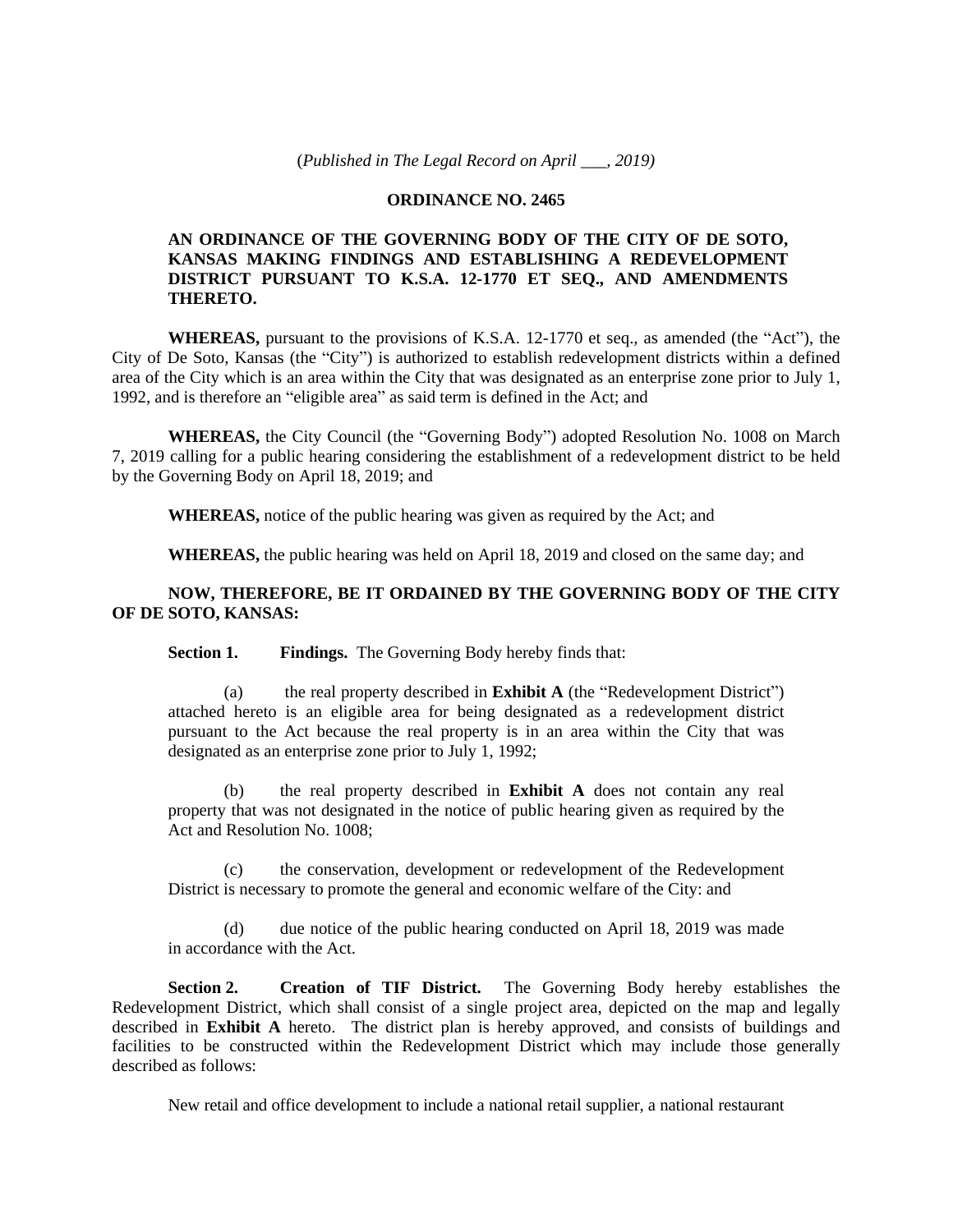(*Published in The Legal Record on April ___, 2019)*

**ORDINANCE NO. 2465**

**AN ORDINANCE OF THE GOVERNING BODY OF THE CITY OF DE SOTO, KANSAS MAKING FINDINGS AND ESTABLISHING A REDEVELOPMENT DISTRICT PURSUANT TO K.S.A. 12-1770 ET SEQ., AND AMENDMENTS THERETO.**

**WHEREAS,** pursuant to the provisions of K.S.A. 12-1770 et seq., as amended (the "Act"), the City of De Soto, Kansas (the "City") is authorized to establish redevelopment districts within a defined area of the City which is an area within the City that was designated as an enterprise zone prior to July 1, 1992, and is therefore an "eligible area" as said term is defined in the Act; and

**WHEREAS,** the City Council (the "Governing Body") adopted Resolution No. 1008 on March 7, 2019 calling for a public hearing considering the establishment of a redevelopment district to be held by the Governing Body on April 18, 2019; and

**WHEREAS,** notice of the public hearing was given as required by the Act; and

**WHEREAS,** the public hearing was held on April 18, 2019 and closed on the same day; and

**NOW, THEREFORE, BE IT ORDAINED BY THE GOVERNING BODY OF THE CITY OF DE SOTO, KANSAS:**

**Section 1. Findings.** The Governing Body hereby finds that:

(a) the real property described in **Exhibit A** (the "Redevelopment District") attached hereto is an eligible area for being designated as a redevelopment district pursuant to the Act because the real property is in an area within the City that was designated as an enterprise zone prior to July 1, 1992;

(b) the real property described in **Exhibit A** does not contain any real property that was not designated in the notice of public hearing given as required by the Act and Resolution No. 1008;

(c) the conservation, development or redevelopment of the Redevelopment District is necessary to promote the general and economic welfare of the City: and

(d) due notice of the public hearing conducted on April 18, 2019 was made in accordance with the Act.

**Section 2. Creation of TIF District.** The Governing Body hereby establishes the Redevelopment District, which shall consist of a single project area, depicted on the map and legally described in **Exhibit A** hereto. The district plan is hereby approved, and consists of buildings and facilities to be constructed within the Redevelopment District which may include those generally described as follows:

New retail and office development to include a national retail supplier, a national restaurant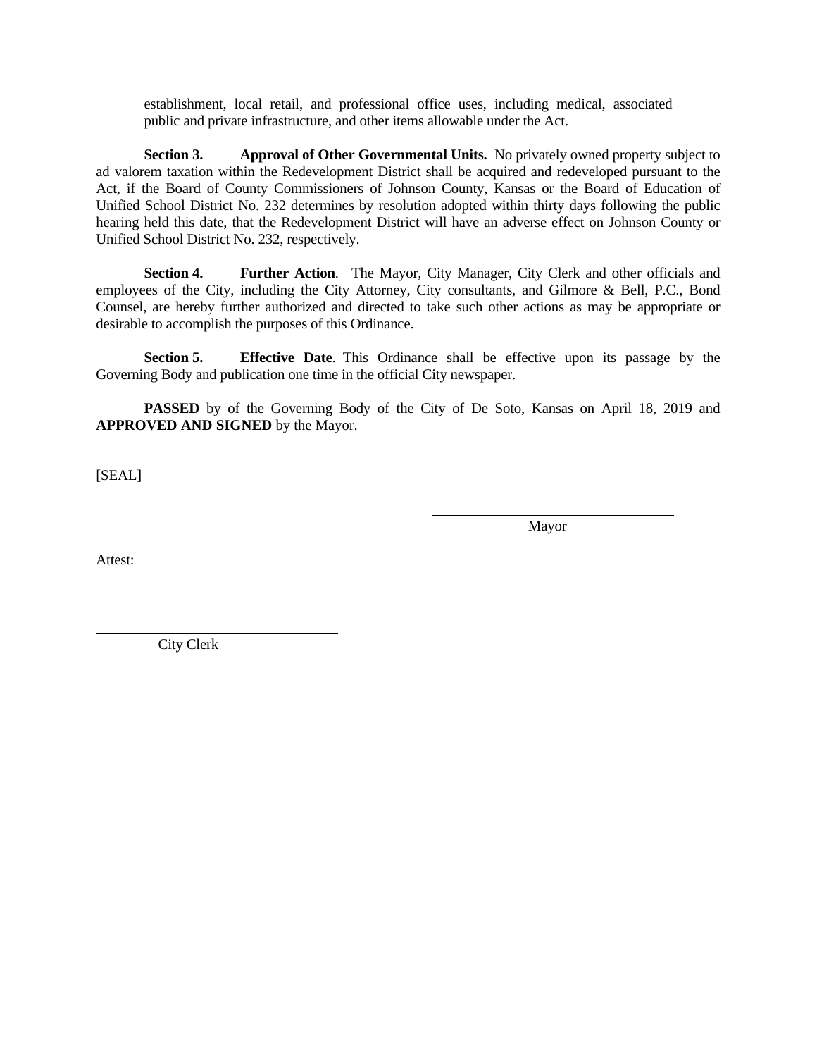establishment, local retail, and professional office uses, including medical, associated public and private infrastructure, and other items allowable under the Act.

**Section 3. Approval of Other Governmental Units.** No privately owned property subject to ad valorem taxation within the Redevelopment District shall be acquired and redeveloped pursuant to the Act, if the Board of County Commissioners of Johnson County, Kansas or the Board of Education of Unified School District No. 232 determines by resolution adopted within thirty days following the public hearing held this date, that the Redevelopment District will have an adverse effect on Johnson County or Unified School District No. 232, respectively.

**Section 4. Further Action**. The Mayor, City Manager, City Clerk and other officials and employees of the City, including the City Attorney, City consultants, and Gilmore & Bell, P.C., Bond Counsel, are hereby further authorized and directed to take such other actions as may be appropriate or desirable to accomplish the purposes of this Ordinance.

**Section 5. Effective Date**. This Ordinance shall be effective upon its passage by the Governing Body and publication one time in the official City newspaper.

**PASSED** by of the Governing Body of the City of De Soto, Kansas on April 18, 2019 and **APPROVED AND SIGNED** by the Mayor.

[SEAL]

\_\_\_\_\_\_\_\_\_\_\_\_\_\_\_\_\_\_\_\_\_\_\_\_\_\_\_\_\_\_\_\_\_\_
Mayor

Attest:

\_\_\_\_\_\_\_\_\_\_\_\_\_\_\_\_\_\_\_\_\_\_\_\_\_\_\_\_\_\_\_\_\_\_
City Clerk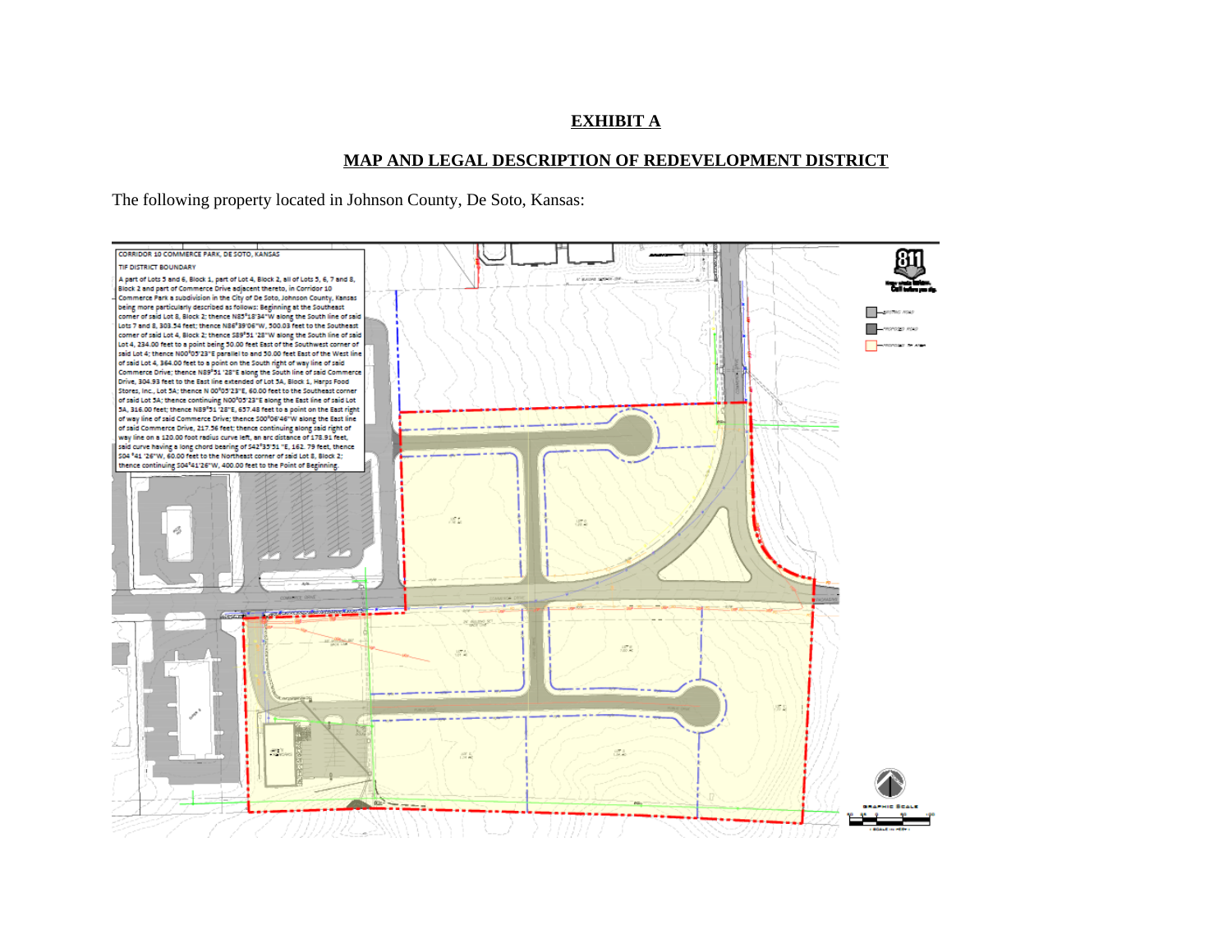# EXHIBIT A

## MAP AND LEGAL DESCRIPTION OF REDEVELOPMENT DISTRICT

The following property located in Johnson County, De Soto, Kansas:

CORRIDOR 10 COMMERCE PARK, DE SOTO, KANSAS

TIF DISTRICT BOUNDARY

A part of Lots 5 and 6, Block 1, part of Lot 4, Block 2, all of Lots 5, 6, 7 and 8, Block 2 and part of Commerce Drive adjacent thereto, in Corridor 10 Commerce Park a subdivision in the City of De Soto, Johnson County, Kansas being more particularly described as follows: Beginning at the Southeast corner of said Lot 8, Block 2; thence N85°18'34"W along the South line of said Lots 7 and 8, 303.54 feet; thence N86°39'06"W, 500.03 feet to the Southeast corner of said Lot 4, Block 2; thence S89°51 '28"W along the South line of said Lot 4, 234.00 feet to a point being 50.00 feet East of the Southwest corner of said Lot 4; thence N00°05'23"E parallel to and 50.00 feet East of the West line of said Lot 4, 364.00 feet to a point on the South right of way line of said Commerce Drive; thence N89°51 '28"E along the South line of said Commerce Drive, 304.93 feet to the East line extended of Lot 5A, Block 1, Harps Food Stores, Inc., Lot 5A; thence N 00°05'23"E, 60.00 feet to the Southeast corner of said Lot 5A; thence continuing N00°05'23"E along the East line of said Lot 5A, 316.00 feet; thence N89°51 '28"E, 657.48 feet to a point on the East right of way line of said Commerce Drive; thence S00°06'46"W along the East line of said Commerce Drive, 217.56 feet; thence continuing along said right of way line on a 120.00 foot radius curve left, an arc distance of 178.91 feet, said curve having a long chord bearing of S42°35'51 "E, 162. 79 feet, thence S04 °41 '26"W, 60.00 feet to the Northeast corner of said Lot 8, Block 2; thence continuing S04°41'26"W, 400.00 feet to the Point of Beginning.